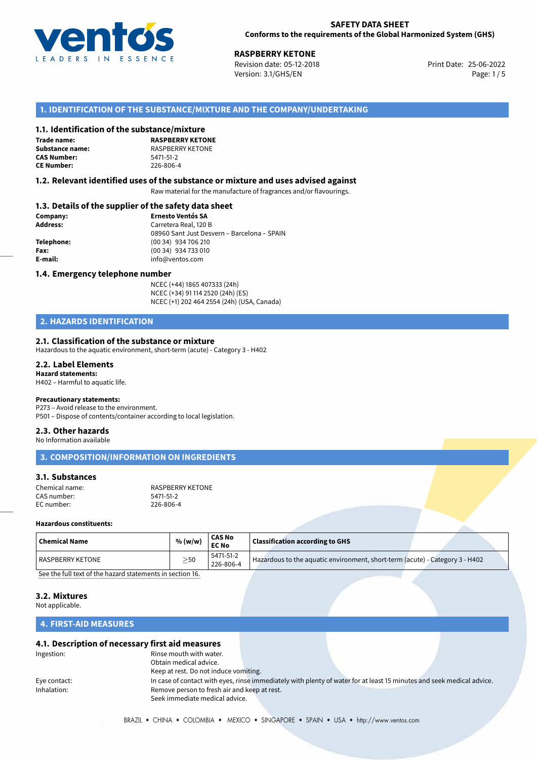# SAFETY DATA SHEET
**Conforms to the requirements of the Global Harmonized System (GHS)**

**RASPBERRY KETONE**
Revision date: 05-12-2018
Version: 3.1/GHS/EN
Print Date: 25-06-2022

## 1. IDENTIFICATION OF THE SUBSTANCE/MIXTURE AND THE COMPANY/UNDERTAKING

### 1.1. Identification of the substance/mixture

| | |
|---|---|
| **Trade name:** | **RASPBERRY KETONE** |
| **Substance name:** | RASPBERRY KETONE |
| **CAS Number:** | 5471-51-2 |
| **CE Number:** | 226-806-4 |

### 1.2. Relevant identified uses of the substance or mixture and uses advised against

Raw material for the manufacture of fragrances and/or flavourings.

### 1.3. Details of the supplier of the safety data sheet

| | |
|---|---|
| **Company:** | **Ernesto Ventós SA** |
| **Address:** | Carretera Real, 120 B<br>08960 Sant Just Desvern – Barcelona – SPAIN |
| **Telephone:** | (00 34) 934 706 210 |
| **Fax:** | (00 34) 934 733 010 |
| **E-mail:** | info@ventos.com |

### 1.4. Emergency telephone number

NCEC (+44) 1865 407333 (24h)
NCEC (+34) 91 114 2520 (24h) (ES)
NCEC (+1) 202 464 2554 (24h) (USA, Canada)

## 2. HAZARDS IDENTIFICATION

### 2.1. Classification of the substance or mixture

Hazardous to the aquatic environment, short-term (acute) - Category 3 - H402

### 2.2. Label Elements

**Hazard statements:**
H402 – Harmful to aquatic life.

**Precautionary statements:**
P273 – Avoid release to the environment.
P501 – Dispose of contents/container according to local legislation.

### 2.3. Other hazards

No Information available

## 3. COMPOSITION/INFORMATION ON INGREDIENTS

### 3.1. Substances

| | |
|---|---|
| Chemical name: | RASPBERRY KETONE |
| CAS number: | 5471-51-2 |
| EC number: | 226-806-4 |

**Hazardous constituents:**

| Chemical Name | % (w/w) | CAS No<br>EC No | Classification according to GHS |
|---|---|---|---|
| RASPBERRY KETONE | $\geq$50 | 5471-51-2<br>226-806-4 | Hazardous to the aquatic environment, short-term (acute) - Category 3 - H402 |

See the full text of the hazard statements in section 16.

### 3.2. Mixtures

Not applicable.

## 4. FIRST-AID MEASURES

### 4.1. Description of necessary first aid measures

| | |
|---|---|
| Ingestion: | Rinse mouth with water.<br>Obtain medical advice.<br>Keep at rest. Do not induce vomiting. |
| Eye contact: | In case of contact with eyes, rinse immediately with plenty of water for at least 15 minutes and seek medical advice. |
| Inhalation: | Remove person to fresh air and keep at rest.<br>Seek immediate medical advice. |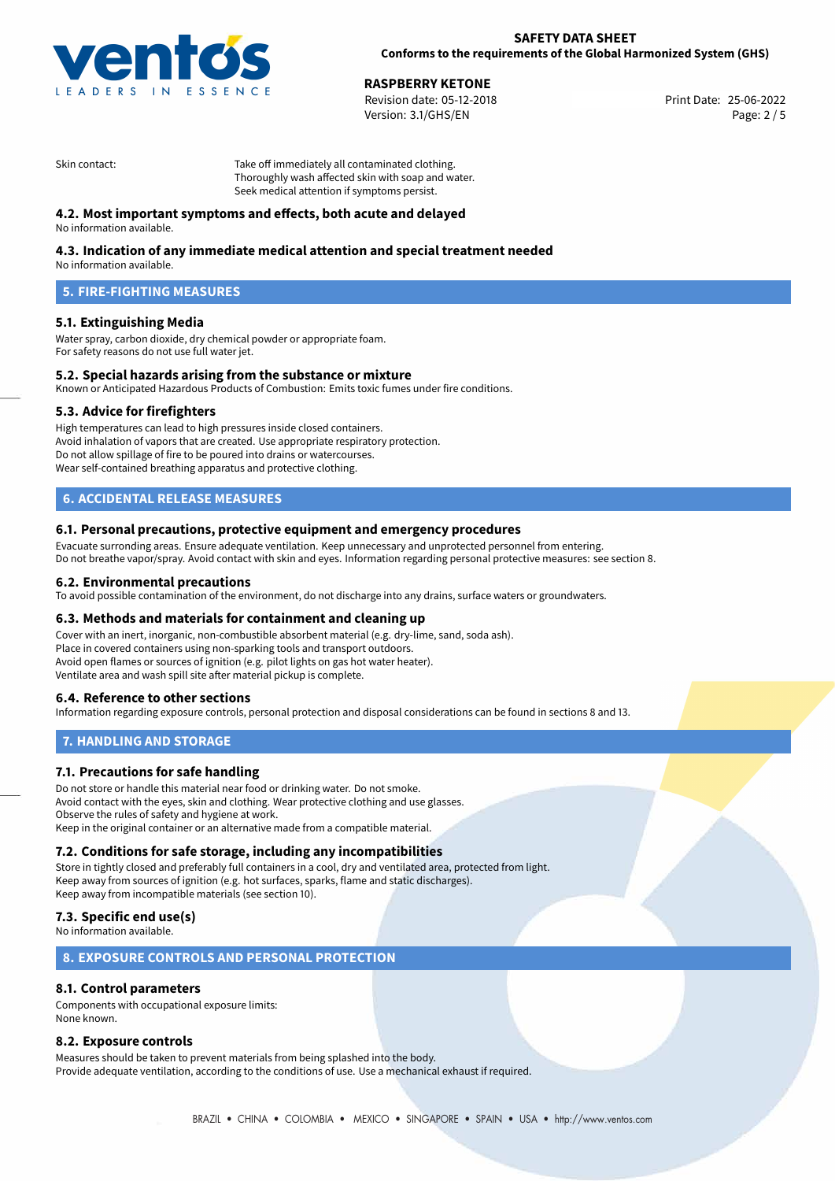Skin contact: Take off immediately all contaminated clothing.
Thoroughly wash affected skin with soap and water.
Seek medical attention if symptoms persist.

### 4.2. Most important symptoms and effects, both acute and delayed

No information available.

### 4.3. Indication of any immediate medical attention and special treatment needed

No information available.

## 5. FIRE-FIGHTING MEASURES

### 5.1. Extinguishing Media

Water spray, carbon dioxide, dry chemical powder or appropriate foam.
For safety reasons do not use full water jet.

### 5.2. Special hazards arising from the substance or mixture

Known or Anticipated Hazardous Products of Combustion: Emits toxic fumes under fire conditions.

### 5.3. Advice for firefighters

High temperatures can lead to high pressures inside closed containers.
Avoid inhalation of vapors that are created. Use appropriate respiratory protection.
Do not allow spillage of fire to be poured into drains or watercourses.
Wear self-contained breathing apparatus and protective clothing.

## 6. ACCIDENTAL RELEASE MEASURES

### 6.1. Personal precautions, protective equipment and emergency procedures

Evacuate surronding areas. Ensure adequate ventilation. Keep unnecessary and unprotected personnel from entering.
Do not breathe vapor/spray. Avoid contact with skin and eyes. Information regarding personal protective measures: see section 8.

### 6.2. Environmental precautions

To avoid possible contamination of the environment, do not discharge into any drains, surface waters or groundwaters.

### 6.3. Methods and materials for containment and cleaning up

Cover with an inert, inorganic, non-combustible absorbent material (e.g. dry-lime, sand, soda ash).
Place in covered containers using non-sparking tools and transport outdoors.
Avoid open flames or sources of ignition (e.g. pilot lights on gas hot water heater).
Ventilate area and wash spill site after material pickup is complete.

### 6.4. Reference to other sections

Information regarding exposure controls, personal protection and disposal considerations can be found in sections 8 and 13.

## 7. HANDLING AND STORAGE

### 7.1. Precautions for safe handling

Do not store or handle this material near food or drinking water. Do not smoke.
Avoid contact with the eyes, skin and clothing. Wear protective clothing and use glasses.
Observe the rules of safety and hygiene at work.
Keep in the original container or an alternative made from a compatible material.

### 7.2. Conditions for safe storage, including any incompatibilities

Store in tightly closed and preferably full containers in a cool, dry and ventilated area, protected from light.
Keep away from sources of ignition (e.g. hot surfaces, sparks, flame and static discharges).
Keep away from incompatible materials (see section 10).

### 7.3. Specific end use(s)

No information available.

## 8. EXPOSURE CONTROLS AND PERSONAL PROTECTION

### 8.1. Control parameters

Components with occupational exposure limits:
None known.

### 8.2. Exposure controls

Measures should be taken to prevent materials from being splashed into the body.
Provide adequate ventilation, according to the conditions of use. Use a mechanical exhaust if required.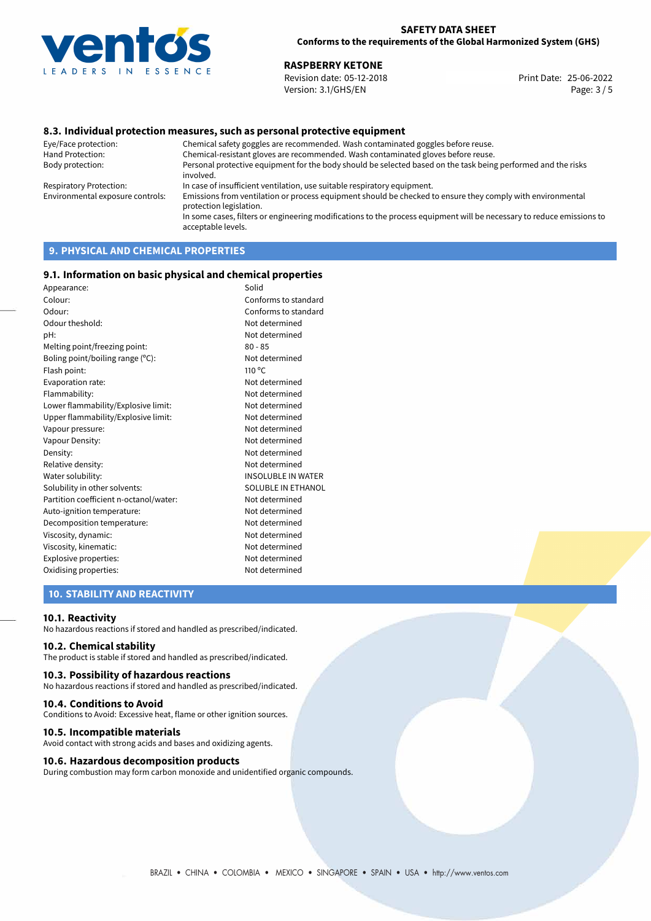### 8.3. Individual protection measures, such as personal protective equipment

| | |
|---|---|
| Eye/Face protection: | Chemical safety goggles are recommended. Wash contaminated goggles before reuse. |
| Hand Protection: | Chemical-resistant gloves are recommended. Wash contaminated gloves before reuse. |
| Body protection: | Personal protective equipment for the body should be selected based on the task being performed and the risks involved. |
| Respiratory Protection: | In case of insufficient ventilation, use suitable respiratory equipment. |
| Environmental exposure controls: | Emissions from ventilation or process equipment should be checked to ensure they comply with environmental protection legislation. In some cases, filters or engineering modifications to the process equipment will be necessary to reduce emissions to acceptable levels. |

## 9. PHYSICAL AND CHEMICAL PROPERTIES

### 9.1. Information on basic physical and chemical properties

| | |
|---|---|
| Appearance: | Solid |
| Colour: | Conforms to standard |
| Odour: | Conforms to standard |
| Odour theshold: | Not determined |
| pH: | Not determined |
| Melting point/freezing point: | 80 - 85 |
| Boling point/boiling range (°C): | Not determined |
| Flash point: | 110 °C |
| Evaporation rate: | Not determined |
| Flammability: | Not determined |
| Lower flammability/Explosive limit: | Not determined |
| Upper flammability/Explosive limit: | Not determined |
| Vapour pressure: | Not determined |
| Vapour Density: | Not determined |
| Density: | Not determined |
| Relative density: | Not determined |
| Water solubility: | INSOLUBLE IN WATER |
| Solubility in other solvents: | SOLUBLE IN ETHANOL |
| Partition coefficient n-octanol/water: | Not determined |
| Auto-ignition temperature: | Not determined |
| Decomposition temperature: | Not determined |
| Viscosity, dynamic: | Not determined |
| Viscosity, kinematic: | Not determined |
| Explosive properties: | Not determined |
| Oxidising properties: | Not determined |

## 10. STABILITY AND REACTIVITY

### 10.1. Reactivity

No hazardous reactions if stored and handled as prescribed/indicated.

### 10.2. Chemical stability

The product is stable if stored and handled as prescribed/indicated.

### 10.3. Possibility of hazardous reactions

No hazardous reactions if stored and handled as prescribed/indicated.

### 10.4. Conditions to Avoid

Conditions to Avoid: Excessive heat, flame or other ignition sources.

### 10.5. Incompatible materials

Avoid contact with strong acids and bases and oxidizing agents.

### 10.6. Hazardous decomposition products

During combustion may form carbon monoxide and unidentified organic compounds.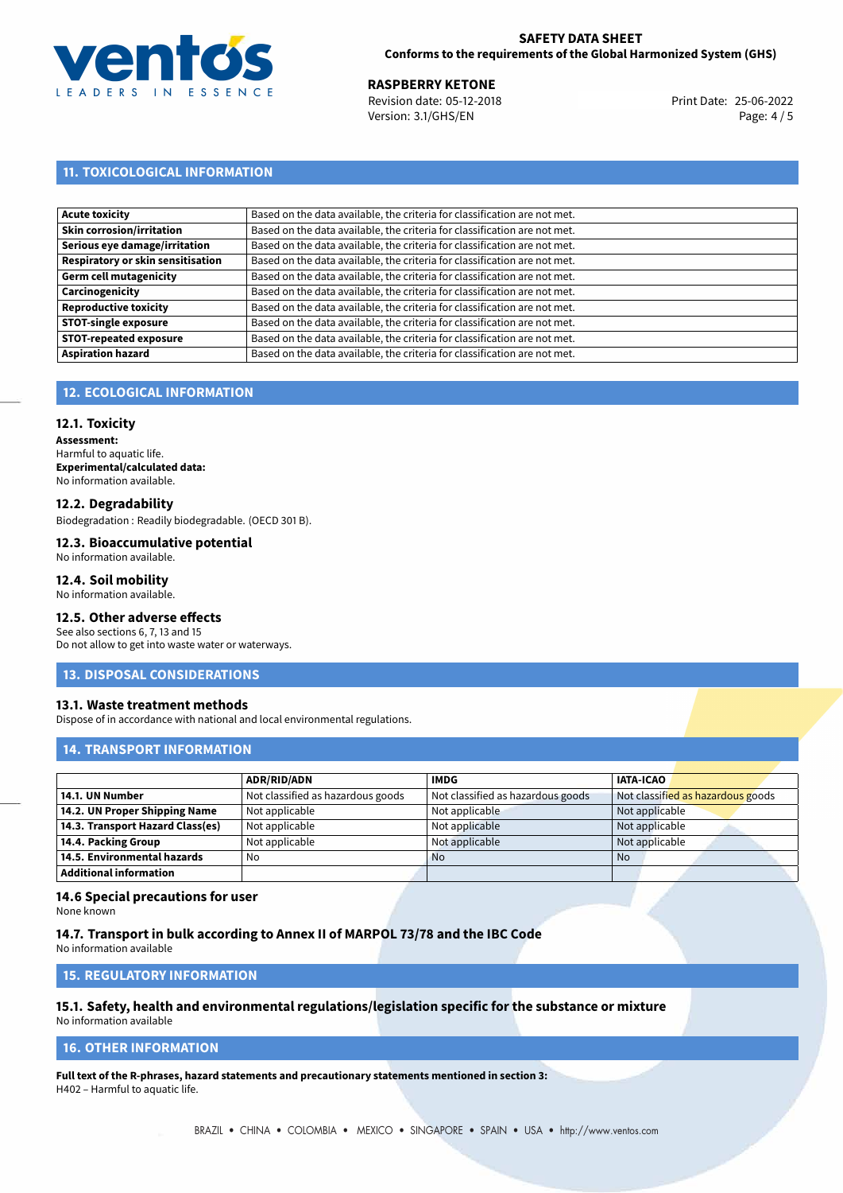## 11. TOXICOLOGICAL INFORMATION

| | |
|---|---|
| **Acute toxicity** | Based on the data available, the criteria for classification are not met. |
| **Skin corrosion/irritation** | Based on the data available, the criteria for classification are not met. |
| **Serious eye damage/irritation** | Based on the data available, the criteria for classification are not met. |
| **Respiratory or skin sensitisation** | Based on the data available, the criteria for classification are not met. |
| **Germ cell mutagenicity** | Based on the data available, the criteria for classification are not met. |
| **Carcinogenicity** | Based on the data available, the criteria for classification are not met. |
| **Reproductive toxicity** | Based on the data available, the criteria for classification are not met. |
| **STOT-single exposure** | Based on the data available, the criteria for classification are not met. |
| **STOT-repeated exposure** | Based on the data available, the criteria for classification are not met. |
| **Aspiration hazard** | Based on the data available, the criteria for classification are not met. |

## 12. ECOLOGICAL INFORMATION

### 12.1. Toxicity

**Assessment:**
Harmful to aquatic life.
**Experimental/calculated data:**
No information available.

### 12.2. Degradability

Biodegradation : Readily biodegradable. (OECD 301 B).

### 12.3. Bioaccumulative potential

No information available.

### 12.4. Soil mobility

No information available.

### 12.5. Other adverse effects

See also sections 6, 7, 13 and 15
Do not allow to get into waste water or waterways.

## 13. DISPOSAL CONSIDERATIONS

### 13.1. Waste treatment methods

Dispose of in accordance with national and local environmental regulations.

## 14. TRANSPORT INFORMATION

| | ADR/RID/ADN | IMDG | IATA-ICAO |
|---|---|---|---|
| **14.1. UN Number** | Not classified as hazardous goods | Not classified as hazardous goods | Not classified as hazardous goods |
| **14.2. UN Proper Shipping Name** | Not applicable | Not applicable | Not applicable |
| **14.3. Transport Hazard Class(es)** | Not applicable | Not applicable | Not applicable |
| **14.4. Packing Group** | Not applicable | Not applicable | Not applicable |
| **14.5. Environmental hazards** | No | No | No |
| **Additional information** | | | |

### 14.6 Special precautions for user

None known

### 14.7. Transport in bulk according to Annex II of MARPOL 73/78 and the IBC Code

No information available

## 15. REGULATORY INFORMATION

### 15.1. Safety, health and environmental regulations/legislation specific for the substance or mixture

No information available

## 16. OTHER INFORMATION

**Full text of the R-phrases, hazard statements and precautionary statements mentioned in section 3:**
H402 – Harmful to aquatic life.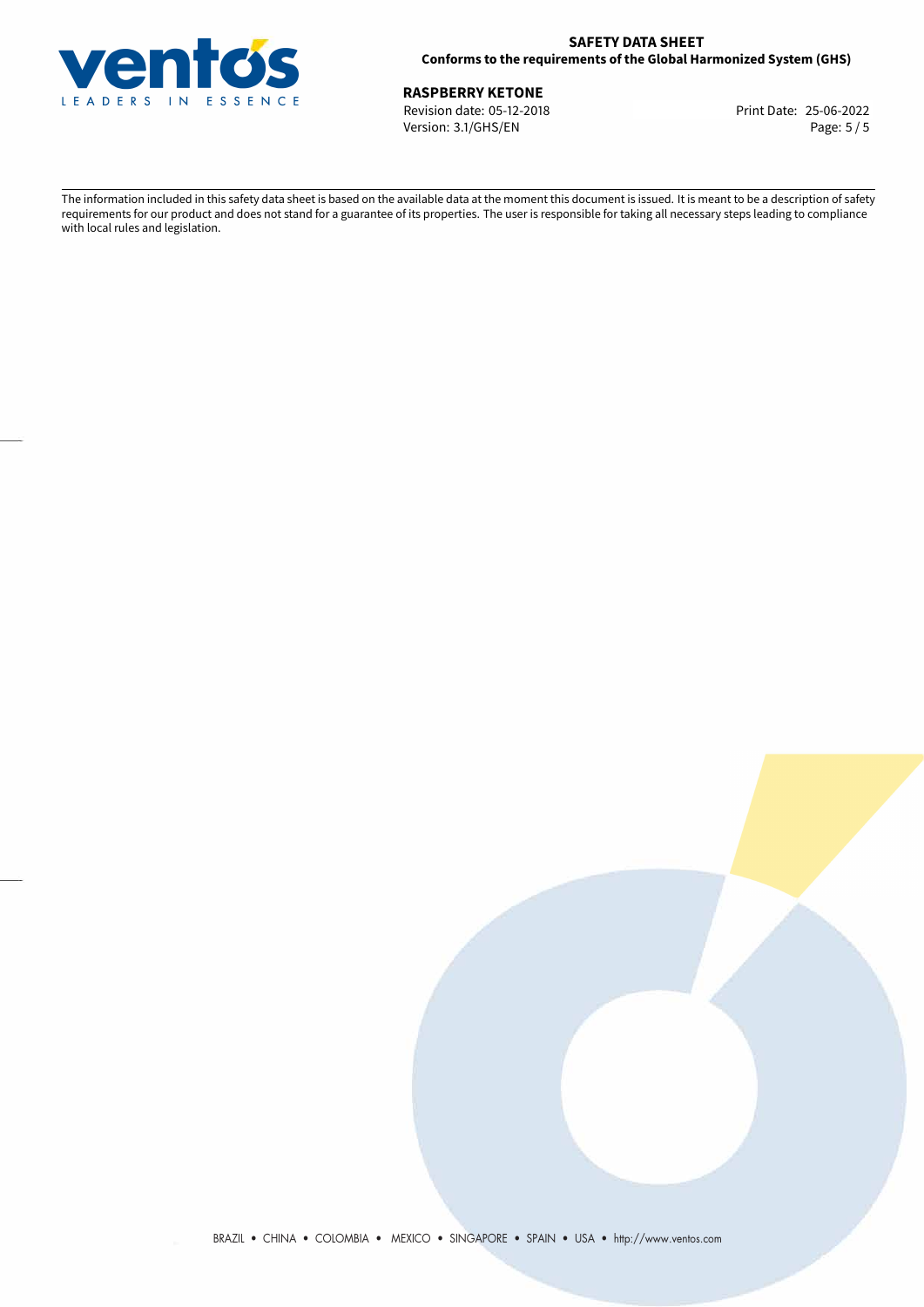The information included in this safety data sheet is based on the available data at the moment this document is issued. It is meant to be a description of safety requirements for our product and does not stand for a guarantee of its properties. The user is responsible for taking all necessary steps leading to compliance with local rules and legislation.